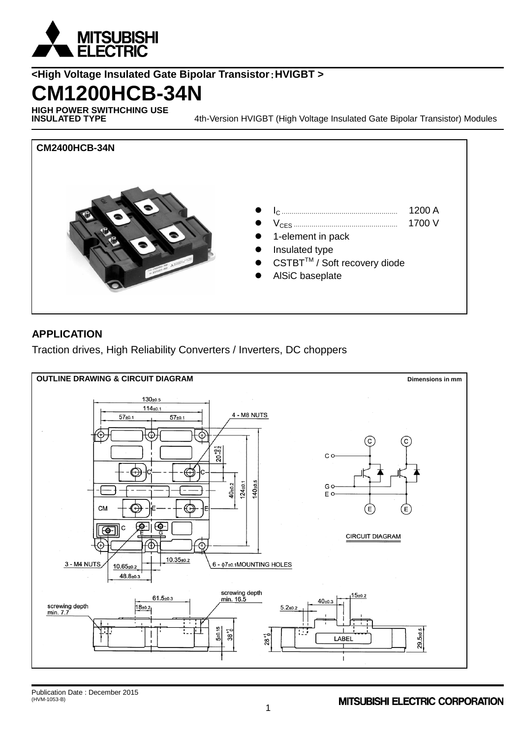**<High Voltage Insulated Gate Bipolar Transistor：HVIGBT >**

# CM1200HCB-34N

**HIGH POWER SWITHCHING USE**
**INSULATED TYPE**

4th-Version HVIGBT (High Voltage Insulated Gate Bipolar Transistor) Modules

**CM2400HCB-34N**

- $I_C$ ........................................................ 1200 A
- $V_{CES}$ .................................................. 1700 V
- 1-element in pack
- Insulated type
- CSTBT™ / Soft recovery diode
- AlSiC baseplate

## APPLICATION

Traction drives, High Reliability Converters / Inverters, DC choppers

**OUTLINE DRAWING & CIRCUIT DIAGRAM**

Dimensions in mm

CIRCUIT DIAGRAM

Publication Date : December 2015
(HVM-1053-B)

MITSUBISHI ELECTRIC CORPORATION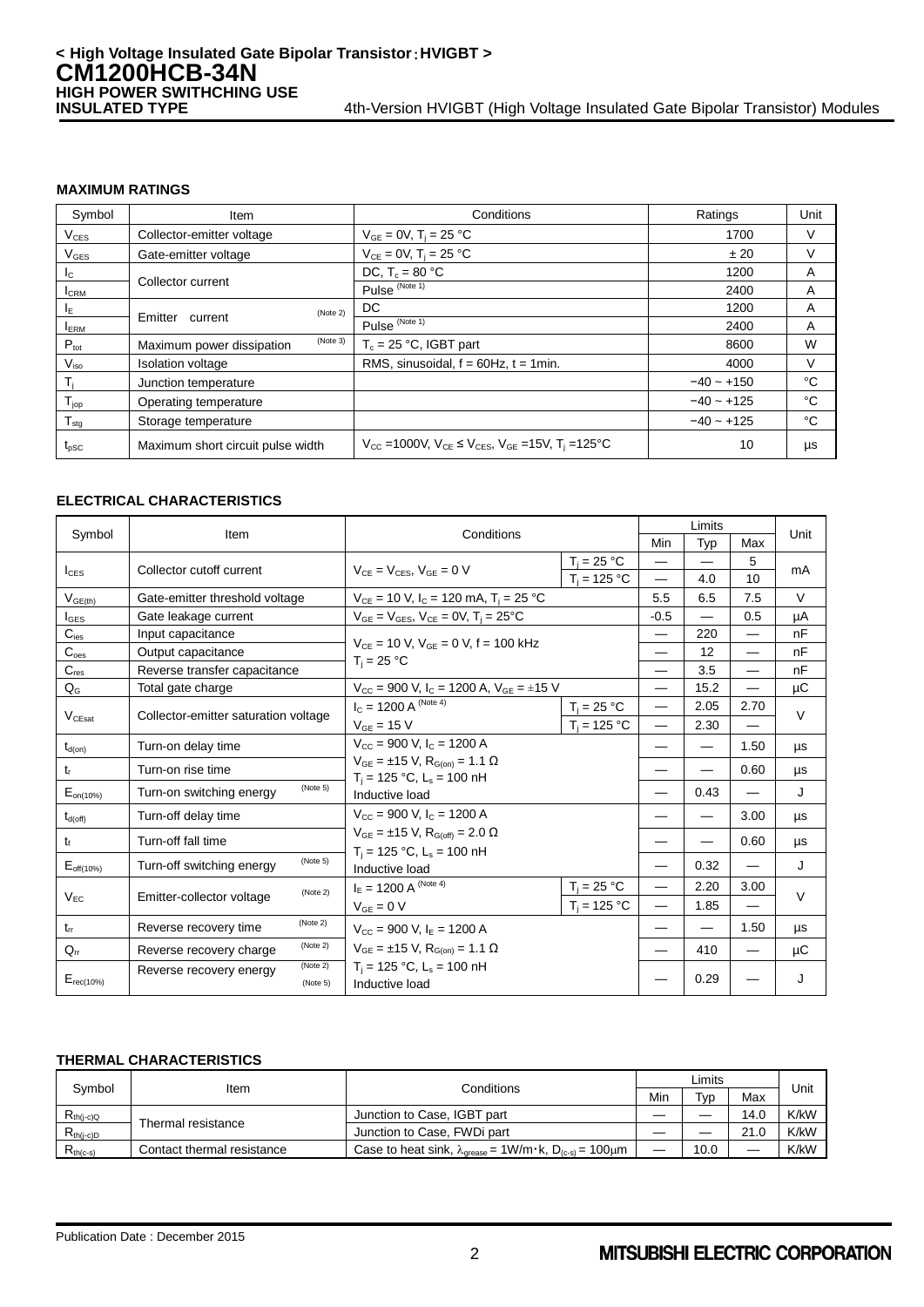**< High Voltage Insulated Gate Bipolar Transistor：HVIGBT >**
# CM1200HCB-34N
**HIGH POWER SWITHCHING USE**
**INSULATED TYPE** 4th-Version HVIGBT (High Voltage Insulated Gate Bipolar Transistor) Modules

### MAXIMUM RATINGS

| Symbol | Item | Conditions | Ratings | Unit |
|---|---|---|---|---|
| $V_{CES}$ | Collector-emitter voltage | $V_{GE}$ = 0V, $T_j$ = 25 °C | 1700 | V |
| $V_{GES}$ | Gate-emitter voltage | $V_{CE}$ = 0V, $T_j$ = 25 °C | ± 20 | V |
| $I_C$ | Collector current | DC, $T_c$ = 80 °C | 1200 | A |
| $I_{CRM}$ | | Pulse (Note 1) | 2400 | A |
| $I_E$ | Emitter current (Note 2) | DC | 1200 | A |
| $I_{ERM}$ | | Pulse (Note 1) | 2400 | A |
| $P_{tot}$ | Maximum power dissipation (Note 3) | $T_c$ = 25 °C, IGBT part | 8600 | W |
| $V_{iso}$ | Isolation voltage | RMS, sinusoidal, f = 60Hz, t = 1min. | 4000 | V |
| $T_j$ | Junction temperature | | −40 ~ +150 | °C |
| $T_{jop}$ | Operating temperature | | −40 ~ +125 | °C |
| $T_{stg}$ | Storage temperature | | −40 ~ +125 | °C |
| $t_{pSC}$ | Maximum short circuit pulse width | $V_{CC}$ =1000V, $V_{CE} \le V_{CES}$, $V_{GE}$ =15V, $T_j$ =125°C | 10 | μs |

### ELECTRICAL CHARACTERISTICS

| Symbol | Item | Conditions | | Limits | | | Unit |
|---|---|---|---|---|---|---|---|
| | | | | Min | Typ | Max | |
| $I_{CES}$ | Collector cutoff current | $V_{CE} = V_{CES}$, $V_{GE}$ = 0 V | $T_j$ = 25 °C | — | — | 5 | mA |
| | | | $T_j$ = 125 °C | — | 4.0 | 10 | |
| $V_{GE(th)}$ | Gate-emitter threshold voltage | $V_{CE}$ = 10 V, $I_C$ = 120 mA, $T_j$ = 25 °C | | 5.5 | 6.5 | 7.5 | V |
| $I_{GES}$ | Gate leakage current | $V_{GE} = V_{GES}$, $V_{CE}$ = 0V, $T_j$ = 25°C | | -0.5 | — | 0.5 | μA |
| $C_{ies}$ | Input capacitance | $V_{CE}$ = 10 V, $V_{GE}$ = 0 V, f = 100 kHz, $T_j$ = 25 °C | | — | 220 | — | nF |
| $C_{oes}$ | Output capacitance | | | — | 12 | — | nF |
| $C_{res}$ | Reverse transfer capacitance | | | — | 3.5 | — | nF |
| $Q_G$ | Total gate charge | $V_{CC}$ = 900 V, $I_C$ = 1200 A, $V_{GE}$ = ±15 V | | — | 15.2 | — | μC |
| $V_{CEsat}$ | Collector-emitter saturation voltage | $I_C$ = 1200 A (Note 4), $V_{GE}$ = 15 V | $T_j$ = 25 °C | — | 2.05 | 2.70 | V |
| | | | $T_j$ = 125 °C | — | 2.30 | — | |
| $t_{d(on)}$ | Turn-on delay time | $V_{CC}$ = 900 V, $I_C$ = 1200 A, $V_{GE}$ = ±15 V, $R_{G(on)}$ = 1.1 Ω, $T_j$ = 125 °C, $L_s$ = 100 nH, Inductive load | | — | — | 1.50 | μs |
| $t_r$ | Turn-on rise time | | | — | — | 0.60 | μs |
| $E_{on(10\%)}$ | Turn-on switching energy (Note 5) | | | — | 0.43 | — | J |
| $t_{d(off)}$ | Turn-off delay time | $V_{CC}$ = 900 V, $I_C$ = 1200 A, $V_{GE}$ = ±15 V, $R_{G(off)}$ = 2.0 Ω, $T_j$ = 125 °C, $L_s$ = 100 nH, Inductive load | | — | — | 3.00 | μs |
| $t_f$ | Turn-off fall time | | | — | — | 0.60 | μs |
| $E_{off(10\%)}$ | Turn-off switching energy (Note 5) | | | — | 0.32 | — | J |
| $V_{EC}$ | Emitter-collector voltage (Note 2) | $I_E$ = 1200 A (Note 4), $V_{GE}$ = 0 V | $T_j$ = 25 °C | — | 2.20 | 3.00 | V |
| | | | $T_j$ = 125 °C | — | 1.85 | — | |
| $t_{rr}$ | Reverse recovery time (Note 2) | $V_{CC}$ = 900 V, $I_E$ = 1200 A, $V_{GE}$ = ±15 V, $R_{G(on)}$ = 1.1 Ω, $T_j$ = 125 °C, $L_s$ = 100 nH, Inductive load | | — | — | 1.50 | μs |
| $Q_{rr}$ | Reverse recovery charge (Note 2) | | | — | 410 | — | μC |
| $E_{rec(10\%)}$ | Reverse recovery energy (Note 2) (Note 5) | | | — | 0.29 | — | J |

### THERMAL CHARACTERISTICS

| Symbol | Item | Conditions | Limits | | | Unit |
|---|---|---|---|---|---|---|
| | | | Min | Typ | Max | |
| $R_{th(j-c)Q}$ | Thermal resistance | Junction to Case, IGBT part | — | — | 14.0 | K/kW |
| $R_{th(j-c)D}$ | | Junction to Case, FWDi part | — | — | 21.0 | K/kW |
| $R_{th(c-s)}$ | Contact thermal resistance | Case to heat sink, $\lambda_{grease}$ = 1W/m·k, $D_{(c-s)}$ = 100μm | — | 10.0 | — | K/kW |

Publication Date : December 2015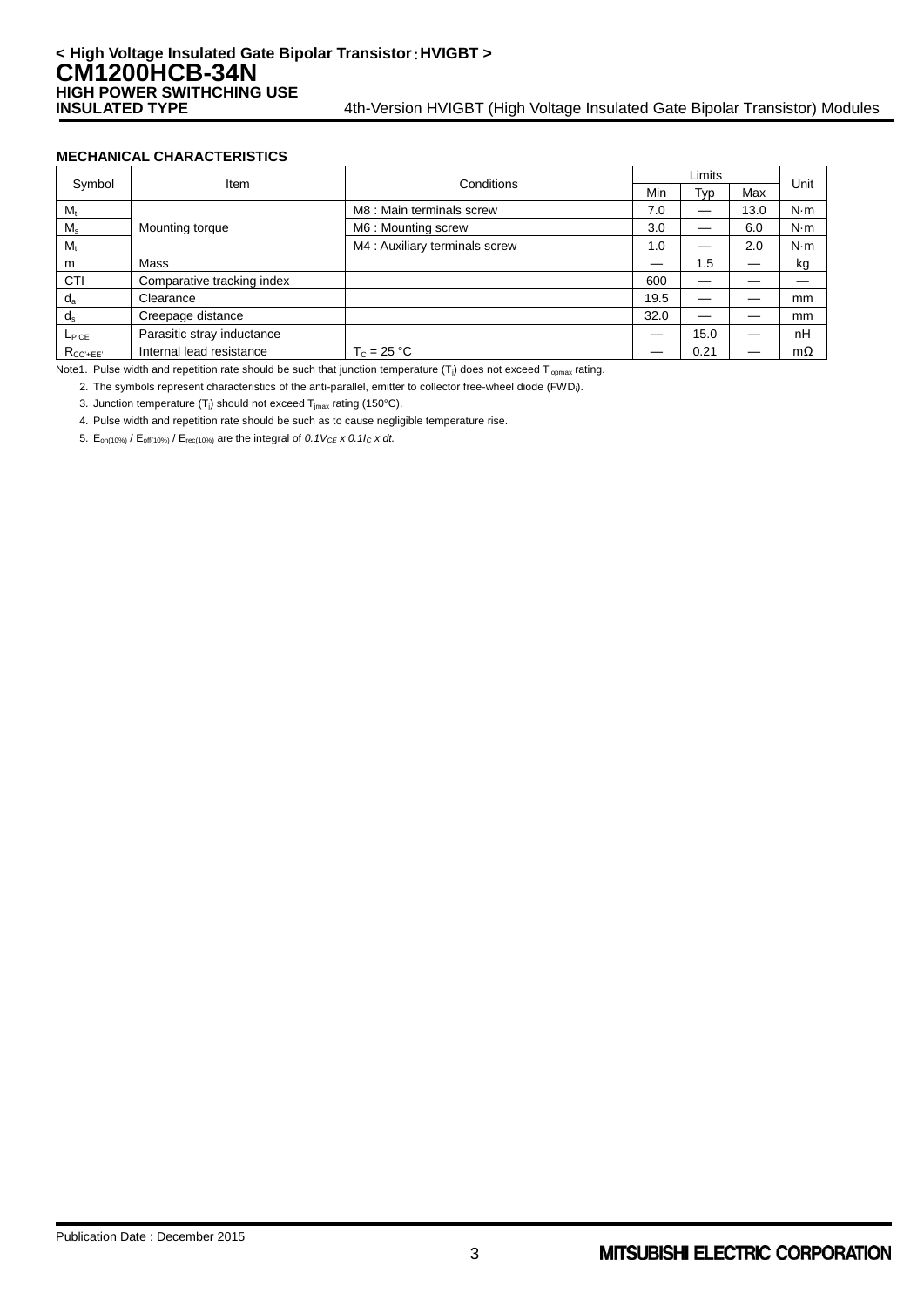< High Voltage Insulated Gate Bipolar Transistor：HVIGBT >

# CM1200HCB-34N

**HIGH POWER SWITHCHING USE**
**INSULATED TYPE**

4th-Version HVIGBT (High Voltage Insulated Gate Bipolar Transistor) Modules

### MECHANICAL CHARACTERISTICS

| Symbol | Item | Conditions | Limits | | | Unit |
|---|---|---|---|---|---|---|
| | | | Min | Typ | Max | |
| $M_t$ | Mounting torque | M8 : Main terminals screw | 7.0 | — | 13.0 | N·m |
| $M_s$ | | M6 : Mounting screw | 3.0 | — | 6.0 | N·m |
| $M_t$ | | M4 : Auxiliary terminals screw | 1.0 | — | 2.0 | N·m |
| m | Mass | | — | 1.5 | — | kg |
| CTI | Comparative tracking index | | 600 | — | — | — |
| $d_a$ | Clearance | | 19.5 | — | — | mm |
| $d_s$ | Creepage distance | | 32.0 | — | — | mm |
| $L_{P\ CE}$ | Parasitic stray inductance | | — | 15.0 | — | nH |
| $R_{CC'+EE'}$ | Internal lead resistance | $T_C$ = 25 °C | — | 0.21 | — | mΩ |

Note1. Pulse width and repetition rate should be such that junction temperature ($T_j$) does not exceed $T_{jopmax}$ rating.

2. The symbols represent characteristics of the anti-parallel, emitter to collector free-wheel diode ($FWD_i$).

3. Junction temperature ($T_j$) should not exceed $T_{jmax}$ rating (150°C).

4. Pulse width and repetition rate should be such as to cause negligible temperature rise.

5. $E_{on(10\%)}$ / $E_{off(10\%)}$ / $E_{rec(10\%)}$ are the integral of $0.1V_{CE} \times 0.1I_C \times dt$.

Publication Date : December 2015

MITSUBISHI ELECTRIC CORPORATION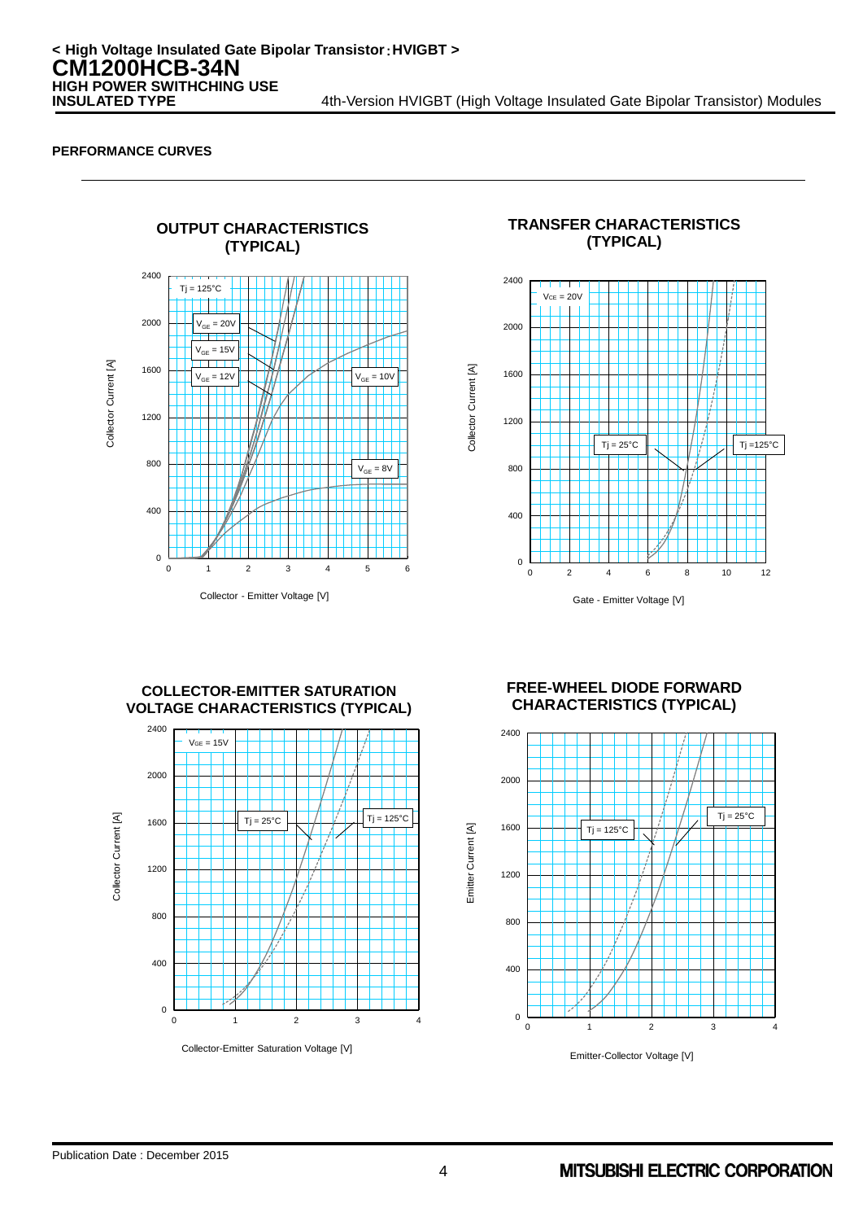## PERFORMANCE CURVES

### OUTPUT CHARACTERISTICS (TYPICAL)

Tj = 125°C

$V_{GE}$ = 20V, $V_{GE}$ = 15V, $V_{GE}$ = 12V, $V_{GE}$ = 10V, $V_{GE}$ = 8V

Collector Current [A]

Collector - Emitter Voltage [V]

### TRANSFER CHARACTERISTICS (TYPICAL)

$V_{CE}$ = 20V

Tj = 25°C, Tj =125°C

Collector Current [A]

Gate - Emitter Voltage [V]

### COLLECTOR-EMITTER SATURATION VOLTAGE CHARACTERISTICS (TYPICAL)

$V_{GE}$ = 15V

Tj = 25°C, Tj = 125°C

Collector Current [A]

Collector-Emitter Saturation Voltage [V]

### FREE-WHEEL DIODE FORWARD CHARACTERISTICS (TYPICAL)

Tj = 125°C, Tj = 25°C

Emitter Current [A]

Emitter-Collector Voltage [V]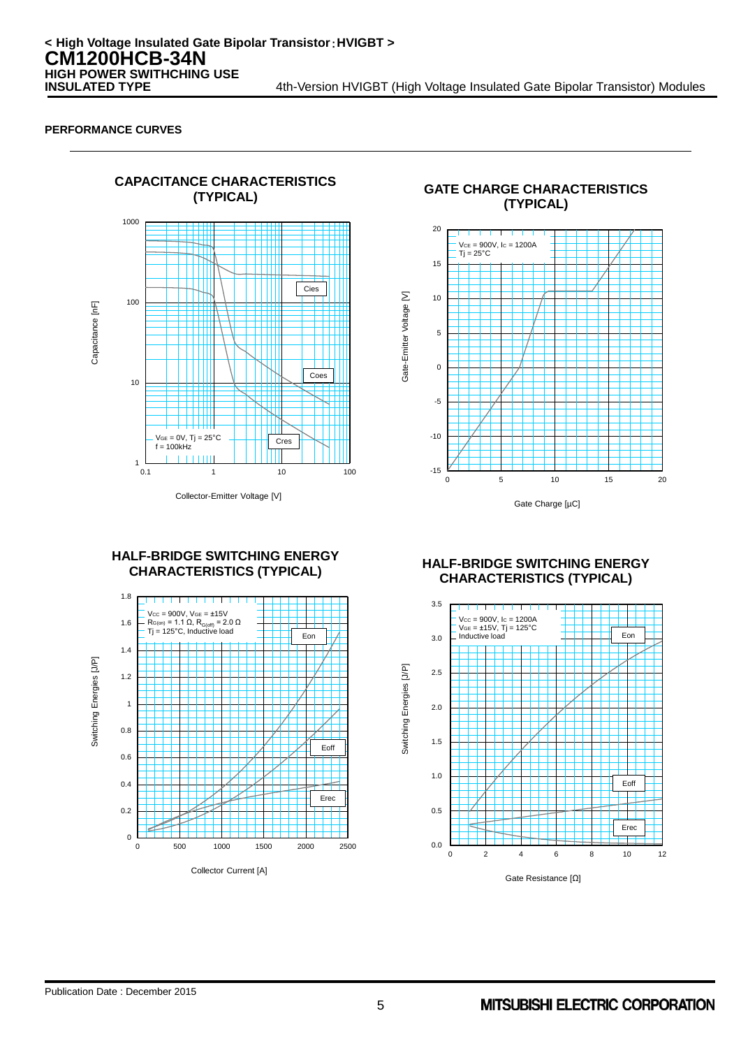**PERFORMANCE CURVES**

**CAPACITANCE CHARACTERISTICS (TYPICAL)**

$V_{GE}$ = 0V, Tj = 25°C
f = 100kHz

Cies
Coes
Cres

Capacitance [nF]

Collector-Emitter Voltage [V]

**GATE CHARGE CHARACTERISTICS (TYPICAL)**

$V_{CE}$ = 900V, $I_C$ = 1200A
Tj = 25°C

Gate-Emitter Voltage [V]

Gate Charge [µC]

**HALF-BRIDGE SWITCHING ENERGY CHARACTERISTICS (TYPICAL)**

$V_{CC}$ = 900V, $V_{GE}$ = ±15V
$R_{G(on)}$ = 1.1 Ω, $R_{G(off)}$ = 2.0 Ω
Tj = 125°C, Inductive load

Eon
Eoff
Erec

Switching Energies [J/P]

Collector Current [A]

**HALF-BRIDGE SWITCHING ENERGY CHARACTERISTICS (TYPICAL)**

$V_{CC}$ = 900V, $I_C$ = 1200A
$V_{GE}$ = ±15V, Tj = 125°C
Inductive load

Eon
Eoff
Erec

Switching Energies [J/P]

Gate Resistance [Ω]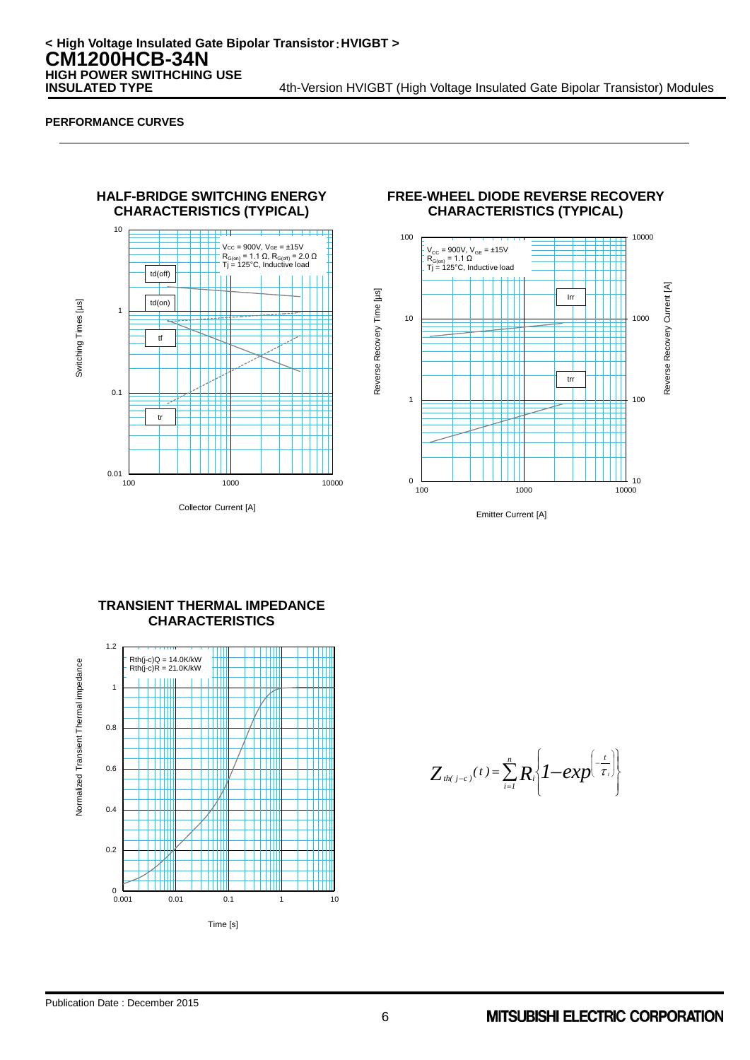## PERFORMANCE CURVES

### HALF-BRIDGE SWITCHING ENERGY CHARACTERISTICS (TYPICAL)

$V_{CC}$ = 900V, $V_{GE}$ = ±15V
$R_{G(on)}$ = 1.1 Ω, $R_{G(off)}$ = 2.0 Ω
Tj = 125°C, Inductive load

td(off)

td(on)

tf

tr

Switching Times [µs]

Collector Current [A]

### FREE-WHEEL DIODE REVERSE RECOVERY CHARACTERISTICS (TYPICAL)

$V_{CC}$ = 900V, $V_{GE}$ = ±15V
$R_{G(on)}$ = 1.1 Ω
Tj = 125°C, Inductive load

Irr

trr

Reverse Recovery Time [µs]

Reverse Recovery Current [A]

Emitter Current [A]

### TRANSIENT THERMAL IMPEDANCE CHARACTERISTICS

Rth(j-c)Q = 14.0K/kW
Rth(j-c)R = 21.0K/kW

Normalized Transient Thermal impedance

Time [s]

$$Z_{th(j-c)}(t) = \sum_{i=1}^{n} R_i \left\{ 1 - exp^{\left( -\frac{t}{\tau_i} \right)} \right\}$$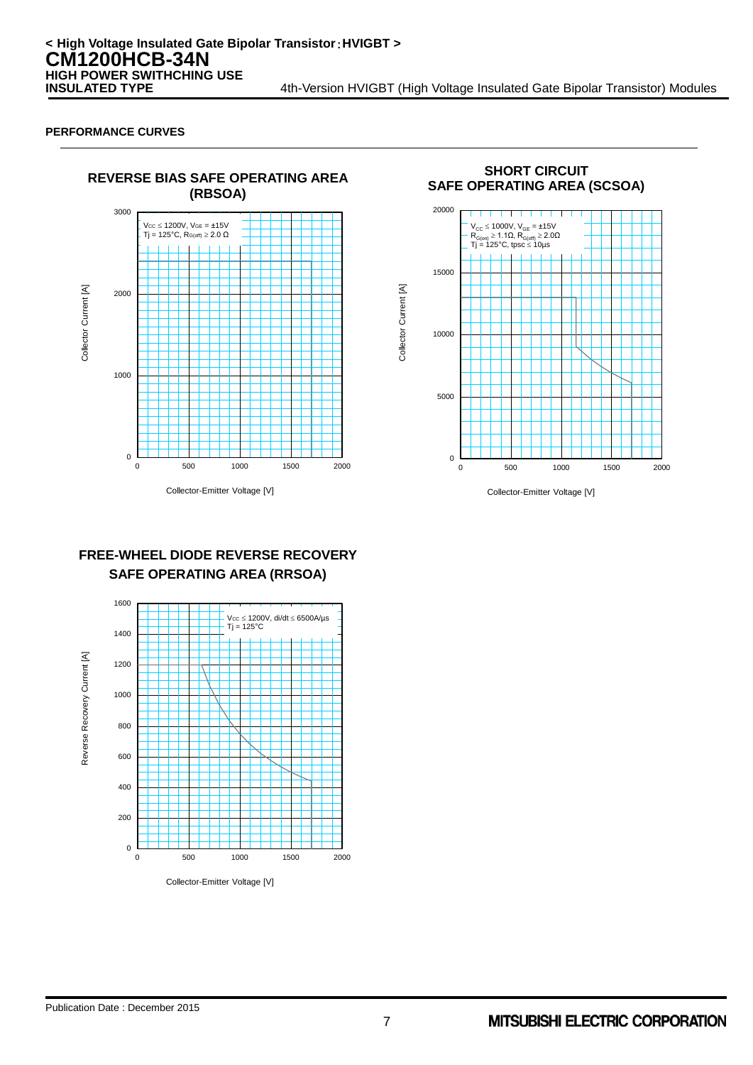## PERFORMANCE CURVES

### REVERSE BIAS SAFE OPERATING AREA (RBSOA)

$V_{CC} \le 1200V$, $V_{GE} = \pm 15V$
$T_j = 125°C$, $R_{G(off)} \ge 2.0\ \Omega$

Collector Current [A]

Collector-Emitter Voltage [V]

### SHORT CIRCUIT SAFE OPERATING AREA (SCSOA)

$V_{CC} \le 1000V$, $V_{GE} = \pm 15V$
$R_{G(on)} \ge 1.1\Omega$, $R_{G(off)} \ge 2.0\Omega$
$T_j = 125°C$, $t_{psc} \le 10\mu s$

Collector Current [A]

Collector-Emitter Voltage [V]

### FREE-WHEEL DIODE REVERSE RECOVERY SAFE OPERATING AREA (RRSOA)

$V_{CC} \le 1200V$, $di/dt \le 6500A/\mu s$
$T_j = 125°C$

Reverse Recovery Current [A]

Collector-Emitter Voltage [V]

Publication Date : December 2015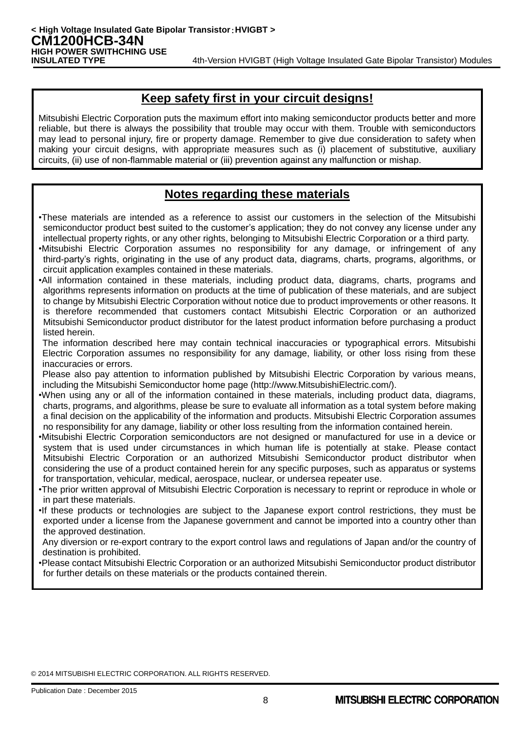## Keep safety first in your circuit designs!

Mitsubishi Electric Corporation puts the maximum effort into making semiconductor products better and more reliable, but there is always the possibility that trouble may occur with them. Trouble with semiconductors may lead to personal injury, fire or property damage. Remember to give due consideration to safety when making your circuit designs, with appropriate measures such as (i) placement of substitutive, auxiliary circuits, (ii) use of non-flammable material or (iii) prevention against any malfunction or mishap.

## Notes regarding these materials

- These materials are intended as a reference to assist our customers in the selection of the Mitsubishi semiconductor product best suited to the customer's application; they do not convey any license under any intellectual property rights, or any other rights, belonging to Mitsubishi Electric Corporation or a third party.
- Mitsubishi Electric Corporation assumes no responsibility for any damage, or infringement of any third-party's rights, originating in the use of any product data, diagrams, charts, programs, algorithms, or circuit application examples contained in these materials.
- All information contained in these materials, including product data, diagrams, charts, programs and algorithms represents information on products at the time of publication of these materials, and are subject to change by Mitsubishi Electric Corporation without notice due to product improvements or other reasons. It is therefore recommended that customers contact Mitsubishi Electric Corporation or an authorized Mitsubishi Semiconductor product distributor for the latest product information before purchasing a product listed herein.
  The information described here may contain technical inaccuracies or typographical errors. Mitsubishi Electric Corporation assumes no responsibility for any damage, liability, or other loss rising from these inaccuracies or errors.
  Please also pay attention to information published by Mitsubishi Electric Corporation by various means, including the Mitsubishi Semiconductor home page (http://www.MitsubishiElectric.com/).
- When using any or all of the information contained in these materials, including product data, diagrams, charts, programs, and algorithms, please be sure to evaluate all information as a total system before making a final decision on the applicability of the information and products. Mitsubishi Electric Corporation assumes no responsibility for any damage, liability or other loss resulting from the information contained herein.
- Mitsubishi Electric Corporation semiconductors are not designed or manufactured for use in a device or system that is used under circumstances in which human life is potentially at stake. Please contact Mitsubishi Electric Corporation or an authorized Mitsubishi Semiconductor product distributor when considering the use of a product contained herein for any specific purposes, such as apparatus or systems for transportation, vehicular, medical, aerospace, nuclear, or undersea repeater use.
- The prior written approval of Mitsubishi Electric Corporation is necessary to reprint or reproduce in whole or in part these materials.
- If these products or technologies are subject to the Japanese export control restrictions, they must be exported under a license from the Japanese government and cannot be imported into a country other than the approved destination.
  Any diversion or re-export contrary to the export control laws and regulations of Japan and/or the country of destination is prohibited.
- Please contact Mitsubishi Electric Corporation or an authorized Mitsubishi Semiconductor product distributor for further details on these materials or the products contained therein.

© 2014 MITSUBISHI ELECTRIC CORPORATION. ALL RIGHTS RESERVED.